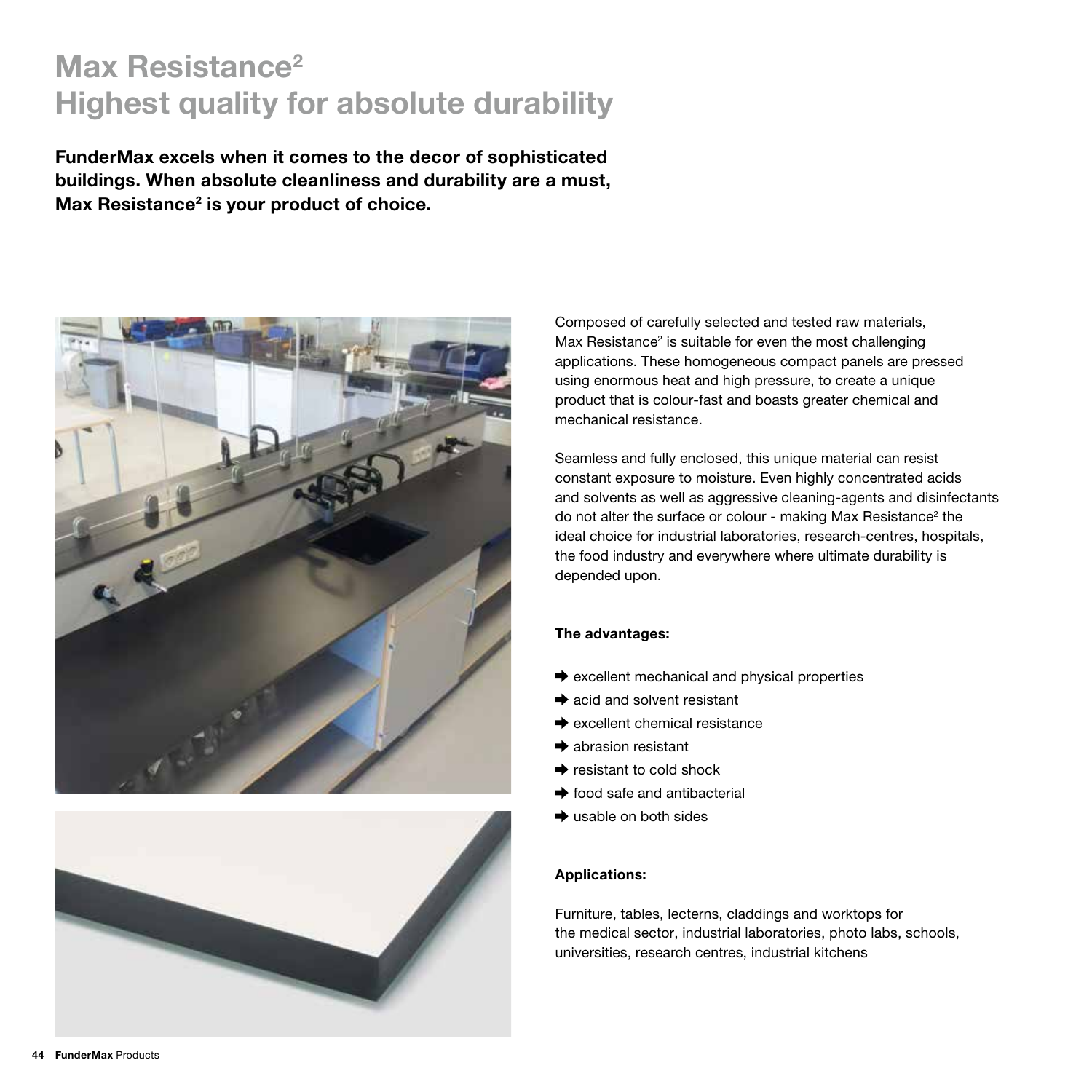# Max Resistance²
# Highest quality for absolute durability

**FunderMax excels when it comes to the decor of sophisticated buildings. When absolute cleanliness and durability are a must, Max Resistance² is your product of choice.**

Composed of carefully selected and tested raw materials, Max Resistance² is suitable for even the most challenging applications. These homogeneous compact panels are pressed using enormous heat and high pressure, to create a unique product that is colour-fast and boasts greater chemical and mechanical resistance.

Seamless and fully enclosed, this unique material can resist constant exposure to moisture. Even highly concentrated acids and solvents as well as aggressive cleaning-agents and disinfectants do not alter the surface or colour - making Max Resistance² the ideal choice for industrial laboratories, research-centres, hospitals, the food industry and everywhere where ultimate durability is depended upon.

**The advantages:**

- ➡ excellent mechanical and physical properties
- ➡ acid and solvent resistant
- ➡ excellent chemical resistance
- ➡ abrasion resistant
- ➡ resistant to cold shock
- ➡ food safe and antibacterial
- ➡ usable on both sides

**Applications:**

Furniture, tables, lecterns, claddings and worktops for the medical sector, industrial laboratories, photo labs, schools, universities, research centres, industrial kitchens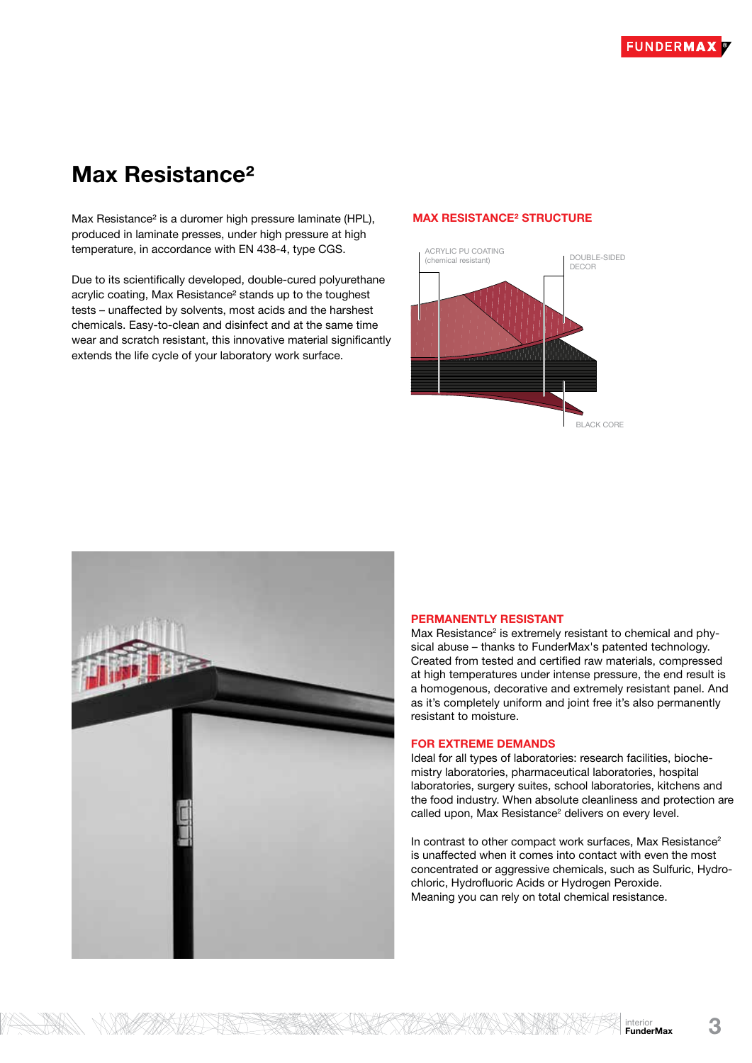# Max Resistance²

Max Resistance² is a duromer high pressure laminate (HPL), produced in laminate presses, under high pressure at high temperature, in accordance with EN 438-4, type CGS.

Due to its scientifically developed, double-cured polyurethane acrylic coating, Max Resistance² stands up to the toughest tests – unaffected by solvents, most acids and the harshest chemicals. Easy-to-clean and disinfect and at the same time wear and scratch resistant, this innovative material significantly extends the life cycle of your laboratory work surface.

## MAX RESISTANCE² STRUCTURE

ACRYLIC PU COATING (chemical resistant)

DOUBLE-SIDED DECOR

BLACK CORE

## PERMANENTLY RESISTANT

Max Resistance² is extremely resistant to chemical and physical abuse – thanks to FunderMax's patented technology. Created from tested and certified raw materials, compressed at high temperatures under intense pressure, the end result is a homogenous, decorative and extremely resistant panel. And as it's completely uniform and joint free it's also permanently resistant to moisture.

## FOR EXTREME DEMANDS

Ideal for all types of laboratories: research facilities, biochemistry laboratories, pharmaceutical laboratories, hospital laboratories, surgery suites, school laboratories, kitchens and the food industry. When absolute cleanliness and protection are called upon, Max Resistance² delivers on every level.

In contrast to other compact work surfaces, Max Resistance² is unaffected when it comes into contact with even the most concentrated or aggressive chemicals, such as Sulfuric, Hydrochloric, Hydrofluoric Acids or Hydrogen Peroxide. Meaning you can rely on total chemical resistance.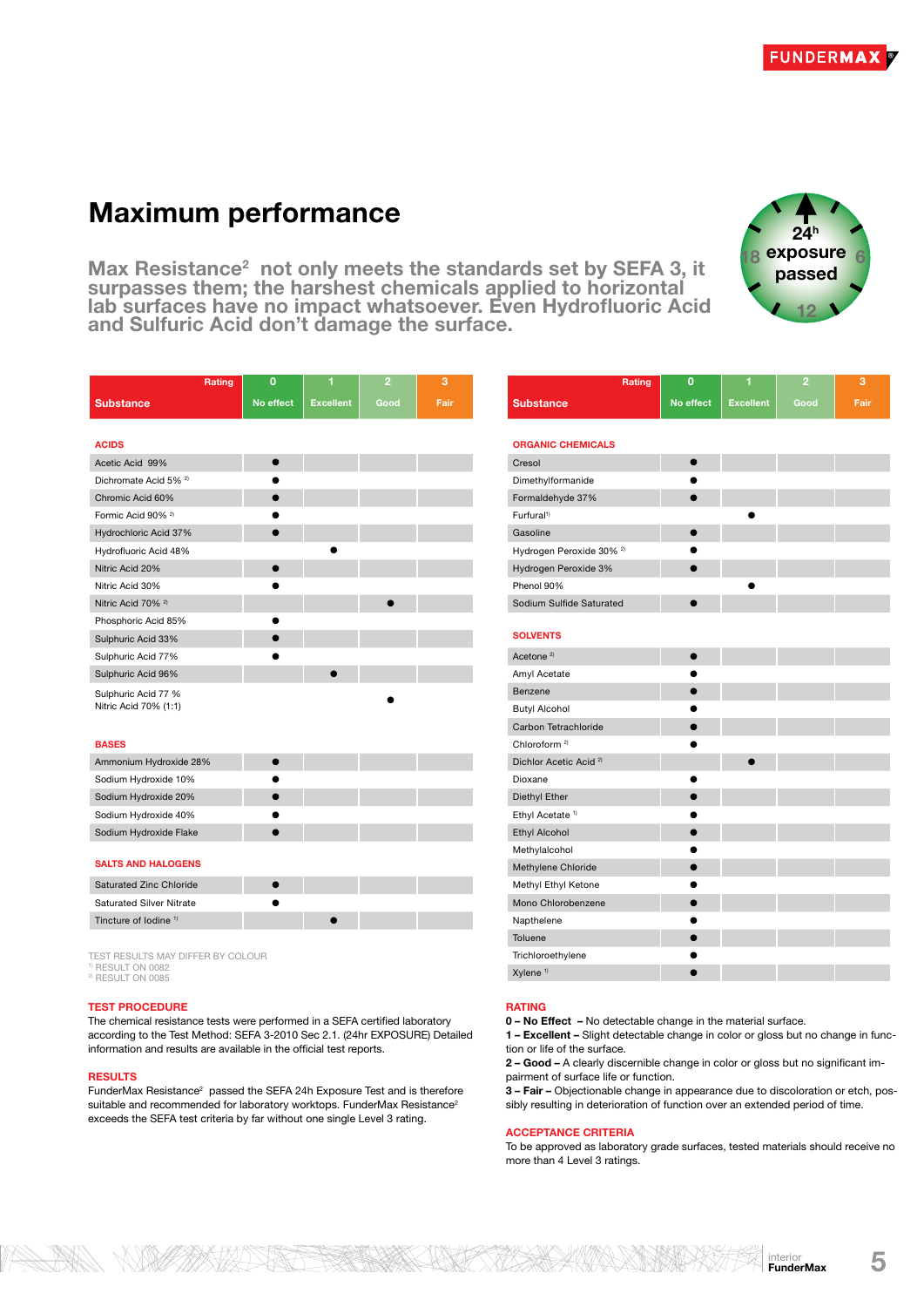# Maximum performance

**Max Resistance² not only meets the standards set by SEFA 3, it surpasses them; the harshest chemicals applied to horizontal lab surfaces have no impact whatsoever. Even Hydrofluoric Acid and Sulfuric Acid don't damage the surface.**

24h exposure passed

| Substance | 0 No effect | 1 Excellent | 2 Good | 3 Fair |
|---|---|---|---|---|
| **ACIDS** | | | | |
| Acetic Acid 99% | ● | | | |
| Dichromate Acid 5% [2] | ● | | | |
| Chromic Acid 60% | ● | | | |
| Formic Acid 90% [2] | ● | | | |
| Hydrochloric Acid 37% | ● | | | |
| Hydrofluoric Acid 48% | | ● | | |
| Nitric Acid 20% | ● | | | |
| Nitric Acid 30% | ● | | | |
| Nitric Acid 70% [2] | | | ● | |
| Phosphoric Acid 85% | ● | | | |
| Sulphuric Acid 33% | ● | | | |
| Sulphuric Acid 77% | ● | | | |
| Sulphuric Acid 96% | | ● | | |
| Sulphuric Acid 77 % Nitric Acid 70% (1:1) | | | ● | |
| **BASES** | | | | |
| Ammonium Hydroxide 28% | ● | | | |
| Sodium Hydroxide 10% | ● | | | |
| Sodium Hydroxide 20% | ● | | | |
| Sodium Hydroxide 40% | ● | | | |
| Sodium Hydroxide Flake | ● | | | |
| **SALTS AND HALOGENS** | | | | |
| Saturated Zinc Chloride | ● | | | |
| Saturated Silver Nitrate | ● | | | |
| Tincture of Iodine [1] | | ● | | |

TEST RESULTS MAY DIFFER BY COLOUR
[1] RESULT ON 0082
[2] RESULT ON 0085

| Substance | 0 No effect | 1 Excellent | 2 Good | 3 Fair |
|---|---|---|---|---|
| **ORGANIC CHEMICALS** | | | | |
| Cresol | ● | | | |
| Dimethylformanide | ● | | | |
| Formaldehyde 37% | ● | | | |
| Furfural [1] | | ● | | |
| Gasoline | ● | | | |
| Hydrogen Peroxide 30% [2] | ● | | | |
| Hydrogen Peroxide 3% | ● | | | |
| Phenol 90% | | ● | | |
| Sodium Sulfide Saturated | ● | | | |
| **SOLVENTS** | | | | |
| Acetone [2] | ● | | | |
| Amyl Acetate | ● | | | |
| Benzene | ● | | | |
| Butyl Alcohol | ● | | | |
| Carbon Tetrachloride | ● | | | |
| Chloroform [2] | ● | | | |
| Dichlor Acetic Acid [2] | | ● | | |
| Dioxane | ● | | | |
| Diethyl Ether | ● | | | |
| Ethyl Acetate [1] | ● | | | |
| Ethyl Alcohol | ● | | | |
| Methylalcohol | ● | | | |
| Methylene Chloride | ● | | | |
| Methyl Ethyl Ketone | ● | | | |
| Mono Chlorobenzene | ● | | | |
| Napthelene | ● | | | |
| Toluene | ● | | | |
| Trichloroethylene | ● | | | |
| Xylene [1] | ● | | | |

### TEST PROCEDURE

The chemical resistance tests were performed in a SEFA certified laboratory according to the Test Method: SEFA 3-2010 Sec 2.1. (24hr EXPOSURE) Detailed information and results are available in the official test reports.

### RESULTS

FunderMax Resistance² passed the SEFA 24h Exposure Test and is therefore suitable and recommended for laboratory worktops. FunderMax Resistance² exceeds the SEFA test criteria by far without one single Level 3 rating.

### RATING

**0 – No Effect** – No detectable change in the material surface.
**1 – Excellent** – Slight detectable change in color or gloss but no change in function or life of the surface.
**2 – Good** – A clearly discernible change in color or gloss but no significant impairment of surface life or function.
**3 – Fair** – Objectionable change in appearance due to discoloration or etch, possibly resulting in deterioration of function over an extended period of time.

### ACCEPTANCE CRITERIA

To be approved as laboratory grade surfaces, tested materials should receive no more than 4 Level 3 ratings.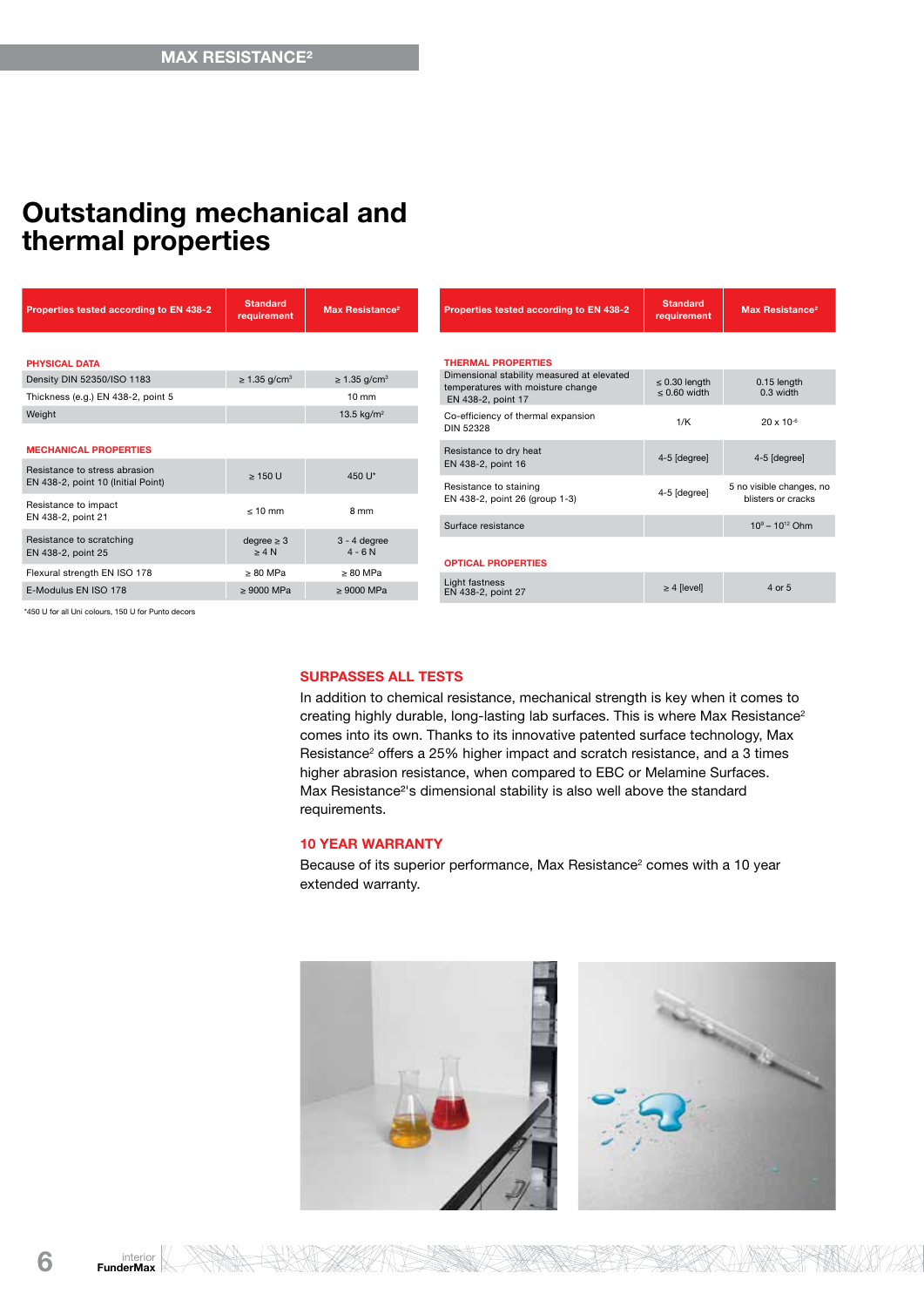# Outstanding mechanical and thermal properties

| Properties tested according to EN 438-2 | Standard requirement | Max Resistance² |
|---|---|---|
| **PHYSICAL DATA** | | |
| Density DIN 52350/ISO 1183 | ≥ 1.35 g/cm³ | ≥ 1.35 g/cm³ |
| Thickness (e.g.) EN 438-2, point 5 | | 10 mm |
| Weight | | 13.5 kg/m² |
| **MECHANICAL PROPERTIES** | | |
| Resistance to stress abrasion EN 438-2, point 10 (Initial Point) | ≥ 150 U | 450 U* |
| Resistance to impact EN 438-2, point 21 | ≤ 10 mm | 8 mm |
| Resistance to scratching EN 438-2, point 25 | degree ≥ 3 ≥ 4 N | 3 - 4 degree 4 - 6 N |
| Flexural strength EN ISO 178 | ≥ 80 MPa | ≥ 80 MPa |
| E-Modulus EN ISO 178 | ≥ 9000 MPa | ≥ 9000 MPa |

*450 U for all Uni colours, 150 U for Punto decors

| Properties tested according to EN 438-2 | Standard requirement | Max Resistance² |
|---|---|---|
| **THERMAL PROPERTIES** | | |
| Dimensional stability measured at elevated temperatures with moisture change EN 438-2, point 17 | ≤ 0.30 length ≤ 0.60 width | 0.15 length 0.3 width |
| Co-efficiency of thermal expansion DIN 52328 | 1/K | 20 x $10^{-6}$ |
| Resistance to dry heat EN 438-2, point 16 | 4-5 [degree] | 4-5 [degree] |
| Resistance to staining EN 438-2, point 26 (group 1-3) | 4-5 [degree] | 5 no visible changes, no blisters or cracks |
| Surface resistance | | $10^9$ – $10^{12}$ Ohm |
| **OPTICAL PROPERTIES** | | |
| Light fastness EN 438-2, point 27 | ≥ 4 [level] | 4 or 5 |

## SURPASSES ALL TESTS

In addition to chemical resistance, mechanical strength is key when it comes to creating highly durable, long-lasting lab surfaces. This is where Max Resistance² comes into its own. Thanks to its innovative patented surface technology, Max Resistance² offers a 25% higher impact and scratch resistance, and a 3 times higher abrasion resistance, when compared to EBC or Melamine Surfaces. Max Resistance²'s dimensional stability is also well above the standard requirements.

## 10 YEAR WARRANTY

Because of its superior performance, Max Resistance² comes with a 10 year extended warranty.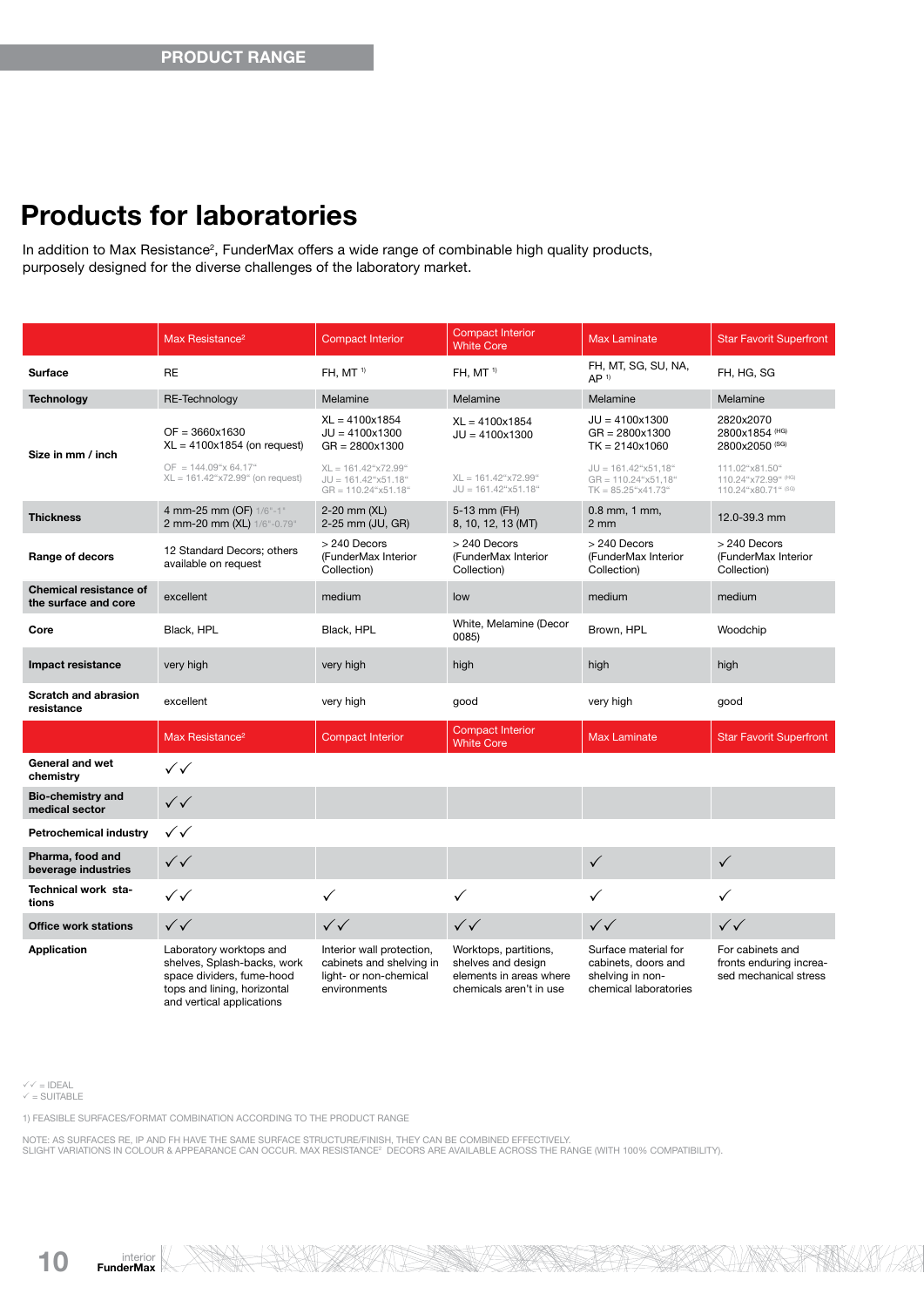PRODUCT RANGE

# Products for laboratories

In addition to Max Resistance², FunderMax offers a wide range of combinable high quality products, purposely designed for the diverse challenges of the laboratory market.

| | Max Resistance² | Compact Interior | Compact Interior White Core | Max Laminate | Star Favorit Superfront |
|---|---|---|---|---|---|
| **Surface** | RE | FH, MT [1] | FH, MT [1] | FH, MT, SG, SU, NA, AP [1] | FH, HG, SG |
| **Technology** | RE-Technology | Melamine | Melamine | Melamine | Melamine |
| **Size in mm / inch** | OF = 3660x1630<br>XL = 4100x1854 (on request)<br>OF = 144.09"x 64.17"<br>XL = 161.42"x72.99" (on request) | XL = 4100x1854<br>JU = 4100x1300<br>GR = 2800x1300<br>XL = 161.42"x72.99"<br>JU = 161.42"x51.18"<br>GR = 110.24"x51.18" | XL = 4100x1854<br>JU = 4100x1300<br>XL = 161.42"x72.99"<br>JU = 161.42"x51.18" | JU = 4100x1300<br>GR = 2800x1300<br>TK = 2140x1060<br>JU = 161.42"x51,18"<br>GR = 110.24"x51,18"<br>TK = 85.25"x41.73" | 2820x2070<br>2800x1854 (HG)<br>2800x2050 (SG)<br>111.02"x81.50"<br>110.24"x72.99" (HG)<br>110.24"x80.71" (SG) |
| **Thickness** | 4 mm-25 mm (OF) 1/6"-1"<br>2 mm-20 mm (XL) 1/6"-0.79" | 2-20 mm (XL)<br>2-25 mm (JU, GR) | 5-13 mm (FH)<br>8, 10, 12, 13 (MT) | 0.8 mm, 1 mm, 2 mm | 12.0-39.3 mm |
| **Range of decors** | 12 Standard Decors; others available on request | > 240 Decors (FunderMax Interior Collection) | > 240 Decors (FunderMax Interior Collection) | > 240 Decors (FunderMax Interior Collection) | > 240 Decors (FunderMax Interior Collection) |
| **Chemical resistance of the surface and core** | excellent | medium | low | medium | medium |
| **Core** | Black, HPL | Black, HPL | White, Melamine (Decor 0085) | Brown, HPL | Woodchip |
| **Impact resistance** | very high | very high | high | high | high |
| **Scratch and abrasion resistance** | excellent | very high | good | very high | good |
| | **Max Resistance²** | **Compact Interior** | **Compact Interior White Core** | **Max Laminate** | **Star Favorit Superfront** |
| **General and wet chemistry** | ✓✓ | | | | |
| **Bio-chemistry and medical sector** | ✓✓ | | | | |
| **Petrochemical industry** | ✓✓ | | | | |
| **Pharma, food and beverage industries** | ✓✓ | | | ✓ | ✓ |
| **Technical work stations** | ✓✓ | ✓ | ✓ | ✓ | ✓ |
| **Office work stations** | ✓✓ | ✓✓ | ✓✓ | ✓✓ | ✓✓ |
| **Application** | Laboratory worktops and shelves, Splash-backs, work space dividers, fume-hood tops and lining, horizontal and vertical applications | Interior wall protection, cabinets and shelving in light- or non-chemical environments | Worktops, partitions, shelves and design elements in areas where chemicals aren't in use | Surface material for cabinets, doors and shelving in non-chemical laboratories | For cabinets and fronts enduring increased mechanical stress |

✓✓ = IDEAL
✓ = SUITABLE

1) FEASIBLE SURFACES/FORMAT COMBINATION ACCORDING TO THE PRODUCT RANGE

NOTE: AS SURFACES RE, IP AND FH HAVE THE SAME SURFACE STRUCTURE/FINISH, THEY CAN BE COMBINED EFFECTIVELY.
SLIGHT VARIATIONS IN COLOUR & APPEARANCE CAN OCCUR. MAX RESISTANCE² DECORS ARE AVAILABLE ACROSS THE RANGE (WITH 100% COMPATIBILITY).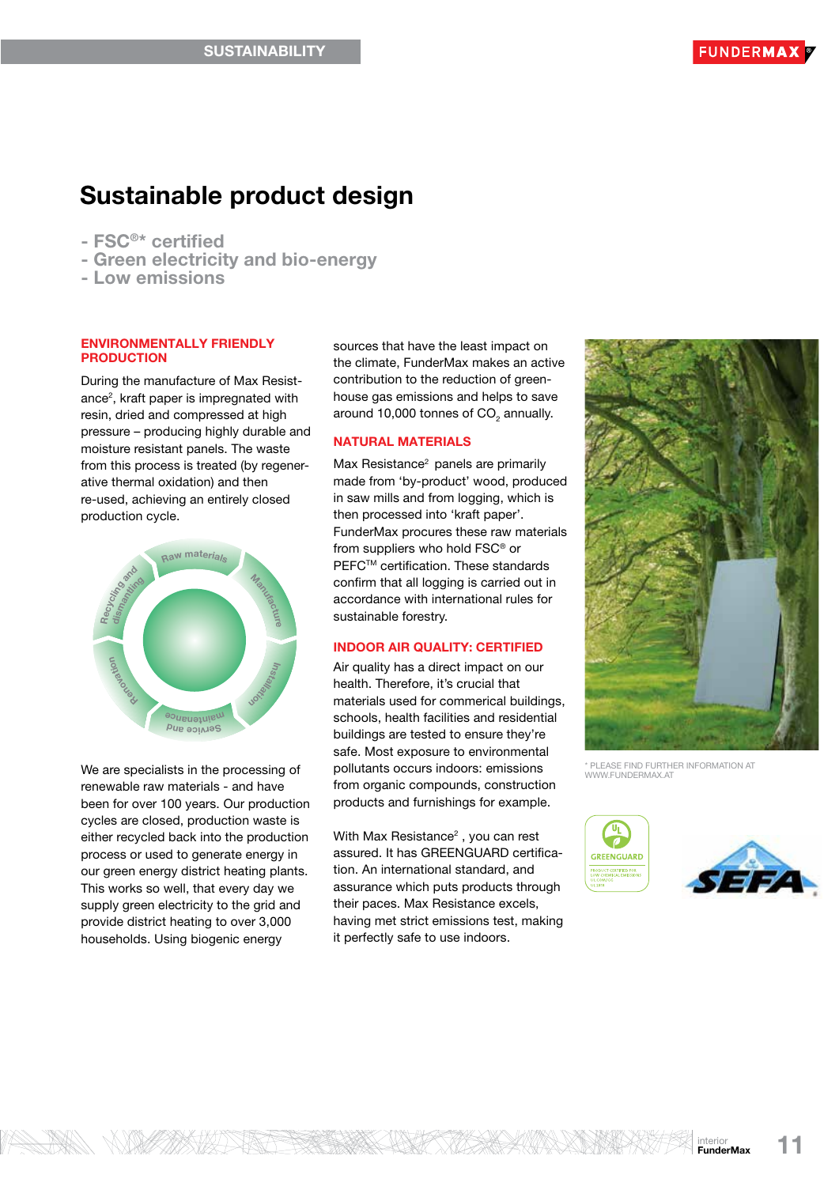# Sustainable product design

- FSC®* certified
- Green electricity and bio-energy
- Low emissions

## ENVIRONMENTALLY FRIENDLY PRODUCTION

During the manufacture of Max Resistance[2], kraft paper is impregnated with resin, dried and compressed at high pressure – producing highly durable and moisture resistant panels. The waste from this process is treated (by regenerative thermal oxidation) and then re-used, achieving an entirely closed production cycle.

Raw materials
Manufacture
Installation
Service and maintenance
Renovation
Recycling and dismantling

We are specialists in the processing of renewable raw materials - and have been for over 100 years. Our production cycles are closed, production waste is either recycled back into the production process or used to generate energy in our green energy district heating plants. This works so well, that every day we supply green electricity to the grid and provide district heating to over 3,000 households. Using biogenic energy sources that have the least impact on the climate, FunderMax makes an active contribution to the reduction of greenhouse gas emissions and helps to save around 10,000 tonnes of $CO_2$ annually.

## NATURAL MATERIALS

Max Resistance[2] panels are primarily made from 'by-product' wood, produced in saw mills and from logging, which is then processed into 'kraft paper'. FunderMax procures these raw materials from suppliers who hold FSC® or PEFC™ certification. These standards confirm that all logging is carried out in accordance with international rules for sustainable forestry.

## INDOOR AIR QUALITY: CERTIFIED

Air quality has a direct impact on our health. Therefore, it's crucial that materials used for commercial buildings, schools, health facilities and residential buildings are tested to ensure they're safe. Most exposure to environmental pollutants occurs indoors: emissions from organic compounds, construction products and furnishings for example.

With Max Resistance[2] , you can rest assured. It has GREENGUARD certification. An international standard, and assurance which puts products through their paces. Max Resistance excels, having met strict emissions test, making it perfectly safe to use indoors.

\* PLEASE FIND FURTHER INFORMATION AT WWW.FUNDERMAX.AT